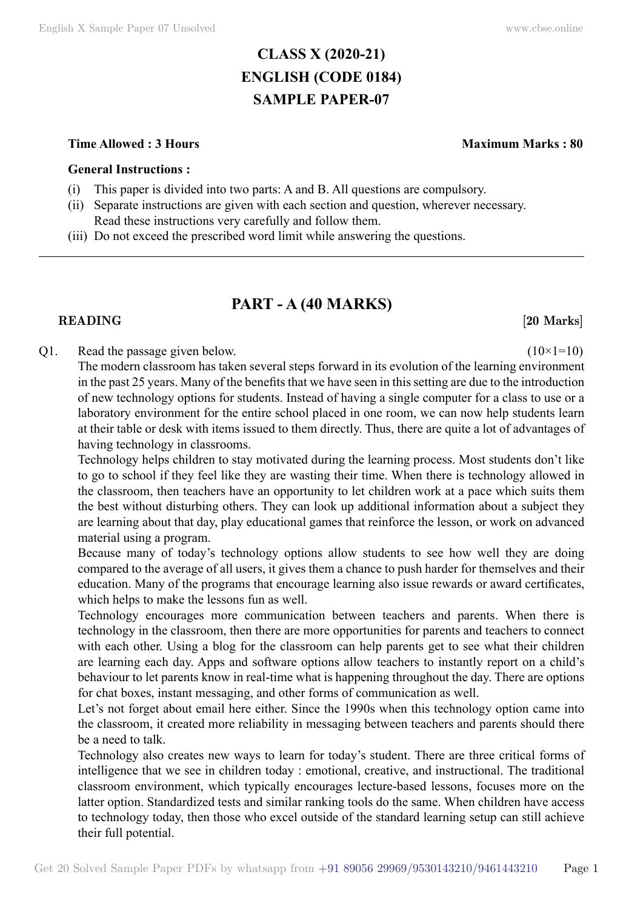# CLASS X (2020-21)
# ENGLISH (CODE 0184)
# SAMPLE PAPER-07

**Time Allowed : 3 Hours** **Maximum Marks : 80**

**General Instructions :**

(i) This paper is divided into two parts: A and B. All questions are compulsory.
(ii) Separate instructions are given with each section and question, wherever necessary. Read these instructions very carefully and follow them.
(iii) Do not exceed the prescribed word limit while answering the questions.

---

## PART - A (40 MARKS)

### READING [20 Marks]

Q1. Read the passage given below. (10×1=10)

The modern classroom has taken several steps forward in its evolution of the learning environment in the past 25 years. Many of the benefits that we have seen in this setting are due to the introduction of new technology options for students. Instead of having a single computer for a class to use or a laboratory environment for the entire school placed in one room, we can now help students learn at their table or desk with items issued to them directly. Thus, there are quite a lot of advantages of having technology in classrooms.

Technology helps children to stay motivated during the learning process. Most students don't like to go to school if they feel like they are wasting their time. When there is technology allowed in the classroom, then teachers have an opportunity to let children work at a pace which suits them the best without disturbing others. They can look up additional information about a subject they are learning about that day, play educational games that reinforce the lesson, or work on advanced material using a program.

Because many of today's technology options allow students to see how well they are doing compared to the average of all users, it gives them a chance to push harder for themselves and their education. Many of the programs that encourage learning also issue rewards or award certificates, which helps to make the lessons fun as well.

Technology encourages more communication between teachers and parents. When there is technology in the classroom, then there are more opportunities for parents and teachers to connect with each other. Using a blog for the classroom can help parents get to see what their children are learning each day. Apps and software options allow teachers to instantly report on a child's behaviour to let parents know in real-time what is happening throughout the day. There are options for chat boxes, instant messaging, and other forms of communication as well.

Let's not forget about email here either. Since the 1990s when this technology option came into the classroom, it created more reliability in messaging between teachers and parents should there be a need to talk.

Technology also creates new ways to learn for today's student. There are three critical forms of intelligence that we see in children today : emotional, creative, and instructional. The traditional classroom environment, which typically encourages lecture-based lessons, focuses more on the latter option. Standardized tests and similar ranking tools do the same. When children have access to technology today, then those who excel outside of the standard learning setup can still achieve their full potential.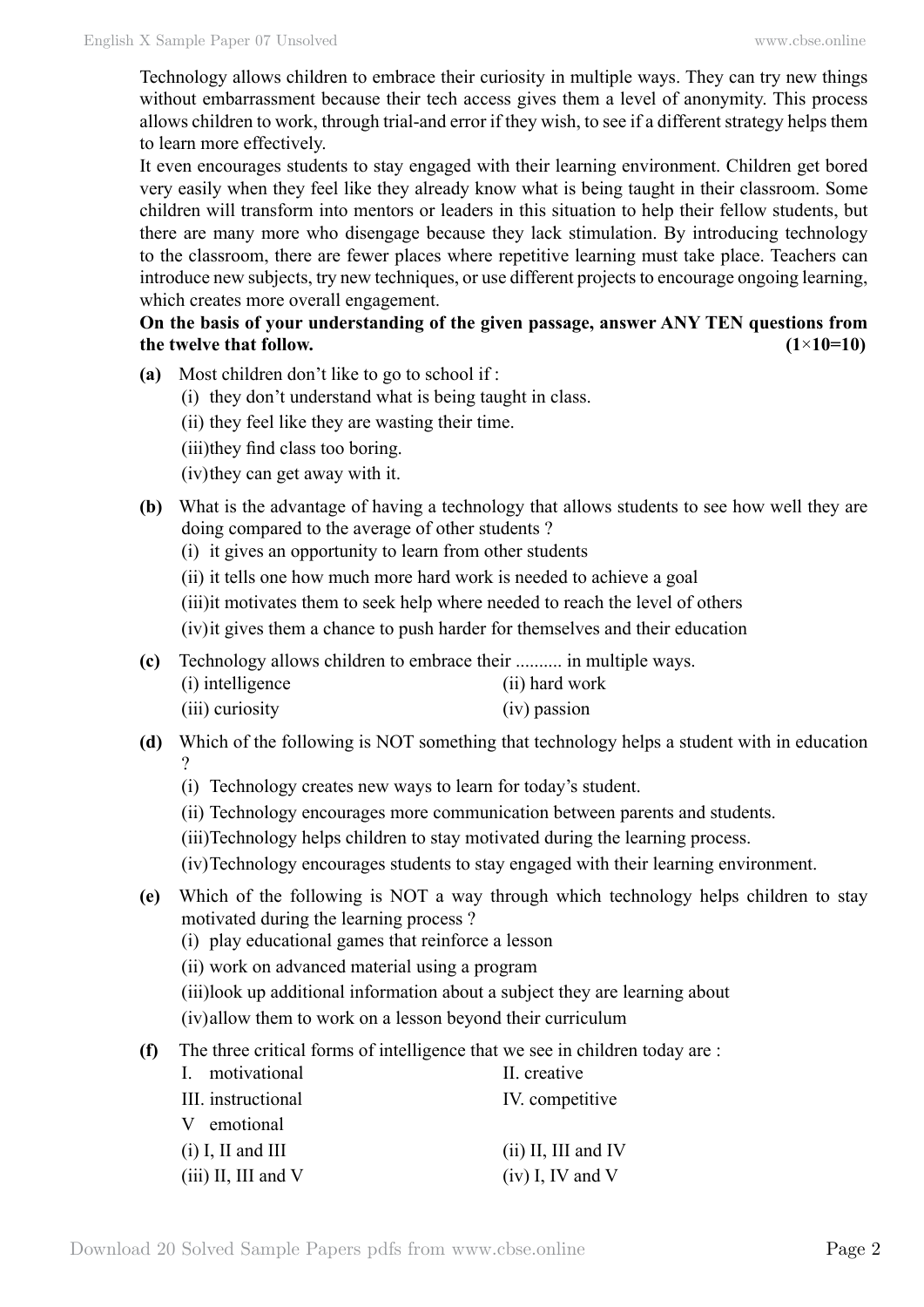Technology allows children to embrace their curiosity in multiple ways. They can try new things without embarrassment because their tech access gives them a level of anonymity. This process allows children to work, through trial-and error if they wish, to see if a different strategy helps them to learn more effectively.

It even encourages students to stay engaged with their learning environment. Children get bored very easily when they feel like they already know what is being taught in their classroom. Some children will transform into mentors or leaders in this situation to help their fellow students, but there are many more who disengage because they lack stimulation. By introducing technology to the classroom, there are fewer places where repetitive learning must take place. Teachers can introduce new subjects, try new techniques, or use different projects to encourage ongoing learning, which creates more overall engagement.

**On the basis of your understanding of the given passage, answer ANY TEN questions from the twelve that follow. (1×10=10)**

**(a)** Most children don't like to go to school if :

(i) they don't understand what is being taught in class.

(ii) they feel like they are wasting their time.

(iii) they find class too boring.

(iv) they can get away with it.

**(b)** What is the advantage of having a technology that allows students to see how well they are doing compared to the average of other students ?

(i) it gives an opportunity to learn from other students

(ii) it tells one how much more hard work is needed to achieve a goal

(iii) it motivates them to seek help where needed to reach the level of others

(iv) it gives them a chance to push harder for themselves and their education

**(c)** Technology allows children to embrace their .......... in multiple ways.

(i) intelligence
(ii) hard work
(iii) curiosity
(iv) passion

**(d)** Which of the following is NOT something that technology helps a student with in education ?

(i) Technology creates new ways to learn for today's student.

(ii) Technology encourages more communication between parents and students.

(iii) Technology helps children to stay motivated during the learning process.

(iv) Technology encourages students to stay engaged with their learning environment.

**(e)** Which of the following is NOT a way through which technology helps children to stay motivated during the learning process ?

(i) play educational games that reinforce a lesson

(ii) work on advanced material using a program

(iii) look up additional information about a subject they are learning about

(iv) allow them to work on a lesson beyond their curriculum

**(f)** The three critical forms of intelligence that we see in children today are :

I. motivational
II. creative
III. instructional
IV. competitive
V emotional

(i) I, II and III
(ii) II, III and IV
(iii) II, III and V
(iv) I, IV and V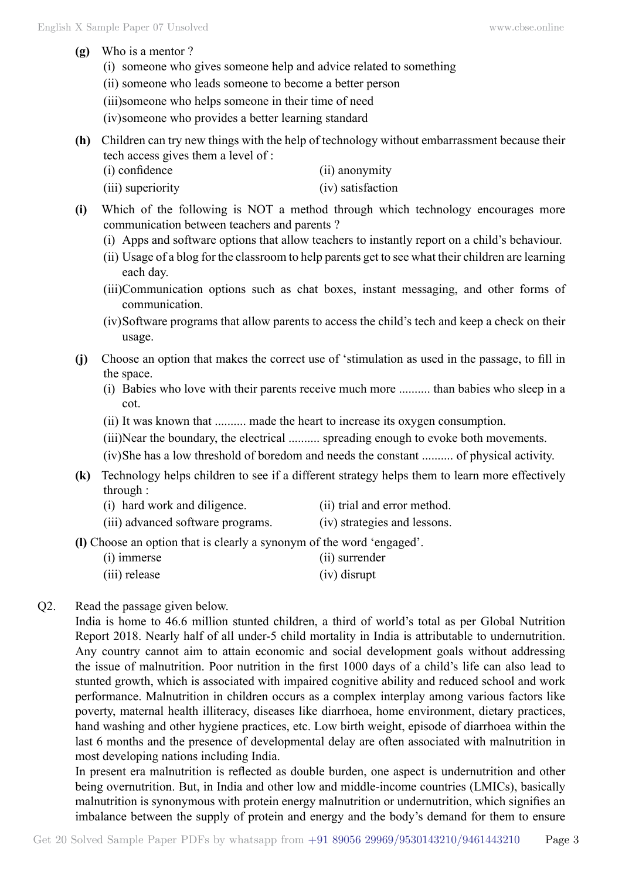**(g)** Who is a mentor ?

(i) someone who gives someone help and advice related to something

(ii) someone who leads someone to become a better person

(iii) someone who helps someone in their time of need

(iv) someone who provides a better learning standard

**(h)** Children can try new things with the help of technology without embarrassment because their tech access gives them a level of :

(i) confidence (ii) anonymity

(iii) superiority (iv) satisfaction

**(i)** Which of the following is NOT a method through which technology encourages more communication between teachers and parents ?

(i) Apps and software options that allow teachers to instantly report on a child's behaviour.

(ii) Usage of a blog for the classroom to help parents get to see what their children are learning each day.

(iii) Communication options such as chat boxes, instant messaging, and other forms of communication.

(iv) Software programs that allow parents to access the child's tech and keep a check on their usage.

**(j)** Choose an option that makes the correct use of 'stimulation as used in the passage, to fill in the space.

(i) Babies who love with their parents receive much more .......... than babies who sleep in a cot.

(ii) It was known that .......... made the heart to increase its oxygen consumption.

(iii) Near the boundary, the electrical .......... spreading enough to evoke both movements.

(iv) She has a low threshold of boredom and needs the constant .......... of physical activity.

**(k)** Technology helps children to see if a different strategy helps them to learn more effectively through :

(i) hard work and diligence. (ii) trial and error method.

(iii) advanced software programs. (iv) strategies and lessons.

**(l)** Choose an option that is clearly a synonym of the word 'engaged'.

(i) immerse (ii) surrender

(iii) release (iv) disrupt

Q2. Read the passage given below.

India is home to 46.6 million stunted children, a third of world's total as per Global Nutrition Report 2018. Nearly half of all under-5 child mortality in India is attributable to undernutrition. Any country cannot aim to attain economic and social development goals without addressing the issue of malnutrition. Poor nutrition in the first 1000 days of a child's life can also lead to stunted growth, which is associated with impaired cognitive ability and reduced school and work performance. Malnutrition in children occurs as a complex interplay among various factors like poverty, maternal health illiteracy, diseases like diarrhoea, home environment, dietary practices, hand washing and other hygiene practices, etc. Low birth weight, episode of diarrhoea within the last 6 months and the presence of developmental delay are often associated with malnutrition in most developing nations including India.

In present era malnutrition is reflected as double burden, one aspect is undernutrition and other being overnutrition. But, in India and other low and middle-income countries (LMICs), basically malnutrition is synonymous with protein energy malnutrition or undernutrition, which signifies an imbalance between the supply of protein and energy and the body's demand for them to ensure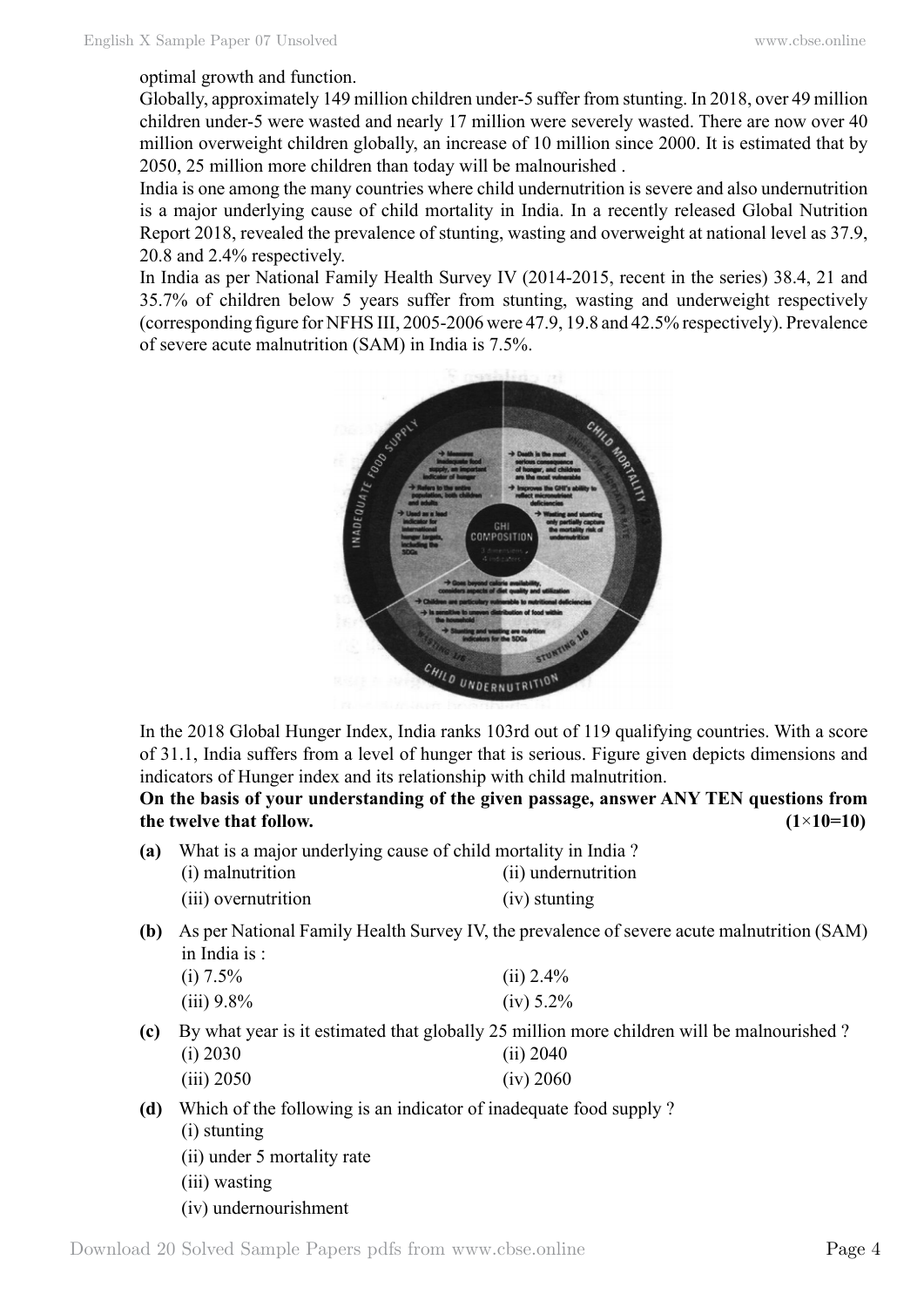optimal growth and function.

Globally, approximately 149 million children under-5 suffer from stunting. In 2018, over 49 million children under-5 were wasted and nearly 17 million were severely wasted. There are now over 40 million overweight children globally, an increase of 10 million since 2000. It is estimated that by 2050, 25 million more children than today will be malnourished .

India is one among the many countries where child undernutrition is severe and also undernutrition is a major underlying cause of child mortality in India. In a recently released Global Nutrition Report 2018, revealed the prevalence of stunting, wasting and overweight at national level as 37.9, 20.8 and 2.4% respectively.

In India as per National Family Health Survey IV (2014-2015, recent in the series) 38.4, 21 and 35.7% of children below 5 years suffer from stunting, wasting and underweight respectively (corresponding figure for NFHS III, 2005-2006 were 47.9, 19.8 and 42.5% respectively). Prevalence of severe acute malnutrition (SAM) in India is 7.5%.

In the 2018 Global Hunger Index, India ranks 103rd out of 119 qualifying countries. With a score of 31.1, India suffers from a level of hunger that is serious. Figure given depicts dimensions and indicators of Hunger index and its relationship with child malnutrition.

**On the basis of your understanding of the given passage, answer ANY TEN questions from the twelve that follow. (1×10=10)**

**(a)** What is a major underlying cause of child mortality in India ?

(i) malnutrition (ii) undernutrition

(iii) overnutrition (iv) stunting

**(b)** As per National Family Health Survey IV, the prevalence of severe acute malnutrition (SAM) in India is :

(i) 7.5% (ii) 2.4%

(iii) 9.8% (iv) 5.2%

**(c)** By what year is it estimated that globally 25 million more children will be malnourished ?

(i) 2030 (ii) 2040

(iii) 2050 (iv) 2060

**(d)** Which of the following is an indicator of inadequate food supply ?

(i) stunting

(ii) under 5 mortality rate

(iii) wasting

(iv) undernourishment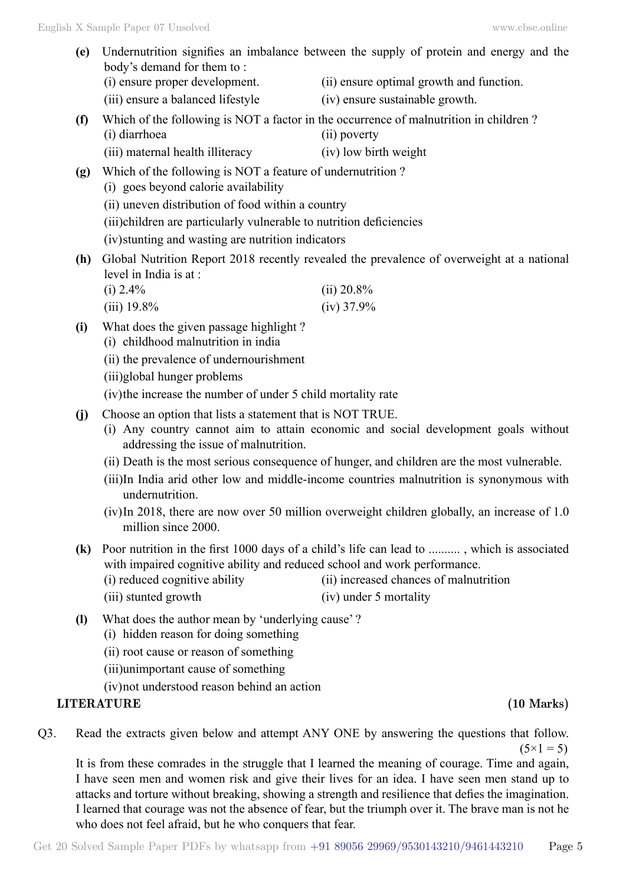**(e)** Undernutrition signifies an imbalance between the supply of protein and energy and the body's demand for them to :

(i) ensure proper development. (ii) ensure optimal growth and function.

(iii) ensure a balanced lifestyle (iv) ensure sustainable growth.

**(f)** Which of the following is NOT a factor in the occurrence of malnutrition in children ?

(i) diarrhoea (ii) poverty

(iii) maternal health illiteracy (iv) low birth weight

**(g)** Which of the following is NOT a feature of undernutrition ?

(i) goes beyond calorie availability

(ii) uneven distribution of food within a country

(iii) children are particularly vulnerable to nutrition deficiencies

(iv) stunting and wasting are nutrition indicators

**(h)** Global Nutrition Report 2018 recently revealed the prevalence of overweight at a national level in India is at :

(i) 2.4% (ii) 20.8%

(iii) 19.8% (iv) 37.9%

**(i)** What does the given passage highlight ?

(i) childhood malnutrition in india

(ii) the prevalence of undernourishment

(iii) global hunger problems

(iv) the increase the number of under 5 child mortality rate

**(j)** Choose an option that lists a statement that is NOT TRUE.

(i) Any country cannot aim to attain economic and social development goals without addressing the issue of malnutrition.

(ii) Death is the most serious consequence of hunger, and children are the most vulnerable.

(iii) In India arid other low and middle-income countries malnutrition is synonymous with undernutrition.

(iv) In 2018, there are now over 50 million overweight children globally, an increase of 1.0 million since 2000.

**(k)** Poor nutrition in the first 1000 days of a child's life can lead to .......... , which is associated with impaired cognitive ability and reduced school and work performance.

(i) reduced cognitive ability (ii) increased chances of malnutrition

(iii) stunted growth (iv) under 5 mortality

**(l)** What does the author mean by 'underlying cause' ?

(i) hidden reason for doing something

(ii) root cause or reason of something

(iii) unimportant cause of something

(iv) not understood reason behind an action

**LITERATURE** **(10 Marks)**

Q3. Read the extracts given below and attempt ANY ONE by answering the questions that follow. (5×1 = 5)

It is from these comrades in the struggle that I learned the meaning of courage. Time and again, I have seen men and women risk and give their lives for an idea. I have seen men stand up to attacks and torture without breaking, showing a strength and resilience that defies the imagination. I learned that courage was not the absence of fear, but the triumph over it. The brave man is not he who does not feel afraid, but he who conquers that fear.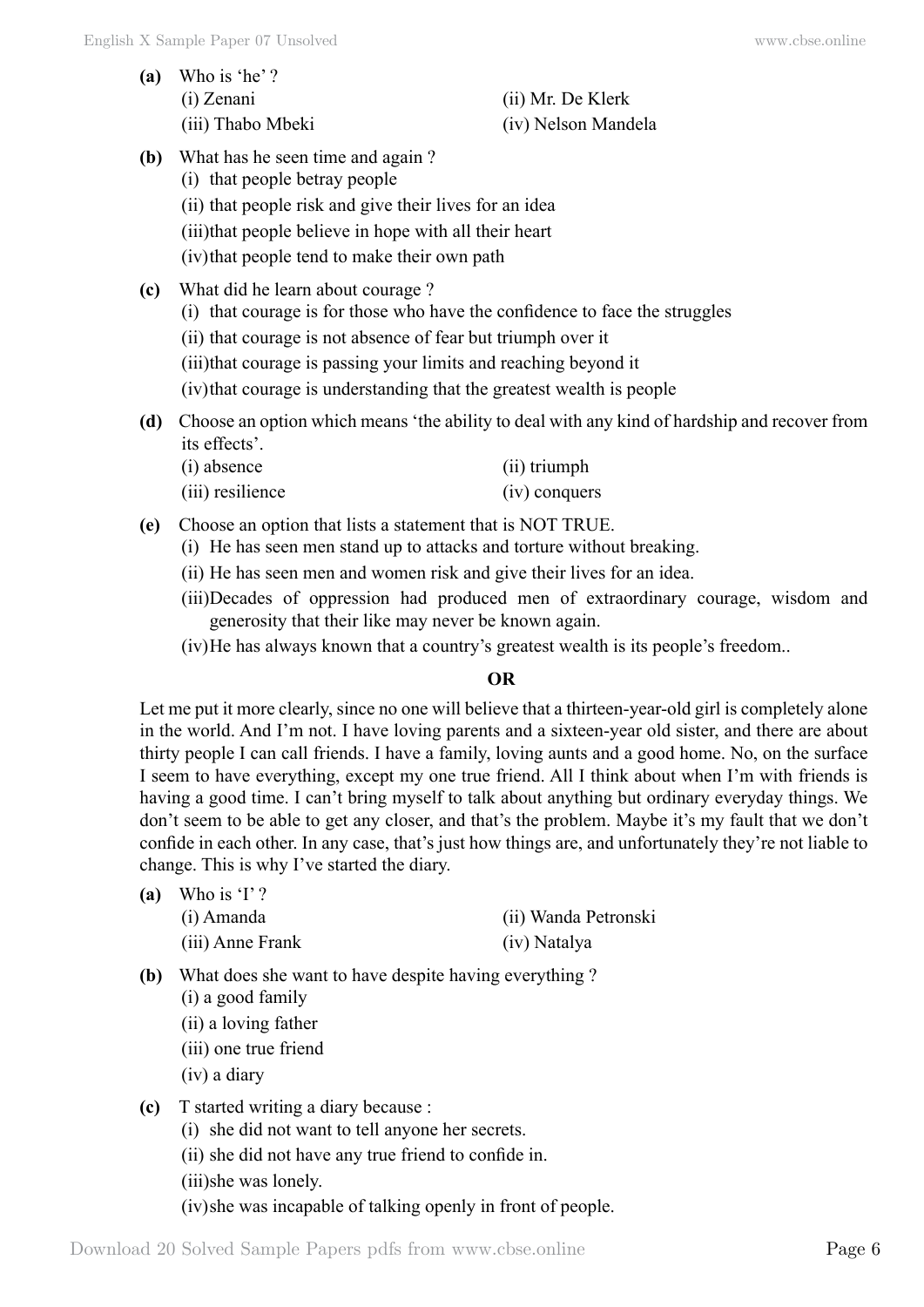**(a)** Who is 'he' ?

(i) Zenani (ii) Mr. De Klerk
(iii) Thabo Mbeki (iv) Nelson Mandela

**(b)** What has he seen time and again ?

(i) that people betray people
(ii) that people risk and give their lives for an idea
(iii)that people believe in hope with all their heart
(iv)that people tend to make their own path

**(c)** What did he learn about courage ?

(i) that courage is for those who have the confidence to face the struggles
(ii) that courage is not absence of fear but triumph over it
(iii)that courage is passing your limits and reaching beyond it
(iv)that courage is understanding that the greatest wealth is people

**(d)** Choose an option which means 'the ability to deal with any kind of hardship and recover from its effects'.

(i) absence (ii) triumph
(iii) resilience (iv) conquers

**(e)** Choose an option that lists a statement that is NOT TRUE.

(i) He has seen men stand up to attacks and torture without breaking.
(ii) He has seen men and women risk and give their lives for an idea.
(iii)Decades of oppression had produced men of extraordinary courage, wisdom and generosity that their like may never be known again.
(iv)He has always known that a country's greatest wealth is its people's freedom..

**OR**

Let me put it more clearly, since no one will believe that a thirteen-year-old girl is completely alone in the world. And I'm not. I have loving parents and a sixteen-year old sister, and there are about thirty people I can call friends. I have a family, loving aunts and a good home. No, on the surface I seem to have everything, except my one true friend. All I think about when I'm with friends is having a good time. I can't bring myself to talk about anything but ordinary everyday things. We don't seem to be able to get any closer, and that's the problem. Maybe it's my fault that we don't confide in each other. In any case, that's just how things are, and unfortunately they're not liable to change. This is why I've started the diary.

**(a)** Who is 'I' ?

(i) Amanda (ii) Wanda Petronski
(iii) Anne Frank (iv) Natalya

**(b)** What does she want to have despite having everything ?

(i) a good family
(ii) a loving father
(iii) one true friend
(iv) a diary

**(c)** T started writing a diary because :

(i) she did not want to tell anyone her secrets.
(ii) she did not have any true friend to confide in.
(iii)she was lonely.
(iv)she was incapable of talking openly in front of people.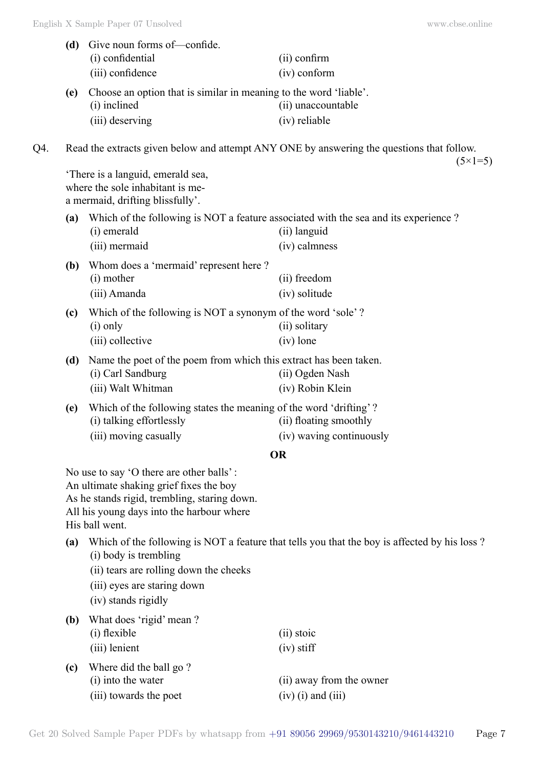**(d)** Give noun forms of—confide.

(i) confidential (ii) confirm
(iii) confidence (iv) conform

**(e)** Choose an option that is similar in meaning to the word 'liable'.

(i) inclined (ii) unaccountable
(iii) deserving (iv) reliable

Q4. Read the extracts given below and attempt ANY ONE by answering the questions that follow. (5×1=5)

'There is a languid, emerald sea,
where the sole inhabitant is me-
a mermaid, drifting blissfully'.

**(a)** Which of the following is NOT a feature associated with the sea and its experience ?

(i) emerald (ii) languid
(iii) mermaid (iv) calmness

**(b)** Whom does a 'mermaid' represent here ?

(i) mother (ii) freedom
(iii) Amanda (iv) solitude

**(c)** Which of the following is NOT a synonym of the word 'sole' ?

(i) only (ii) solitary
(iii) collective (iv) lone

**(d)** Name the poet of the poem from which this extract has been taken.

(i) Carl Sandburg (ii) Ogden Nash
(iii) Walt Whitman (iv) Robin Klein

**(e)** Which of the following states the meaning of the word 'drifting' ?

(i) talking effortlessly (ii) floating smoothly
(iii) moving casually (iv) waving continuously

**OR**

No use to say 'O there are other balls' :
An ultimate shaking grief fixes the boy
As he stands rigid, trembling, staring down.
All his young days into the harbour where
His ball went.

**(a)** Which of the following is NOT a feature that tells you that the boy is affected by his loss ?

(i) body is trembling
(ii) tears are rolling down the cheeks
(iii) eyes are staring down
(iv) stands rigidly

**(b)** What does 'rigid' mean ?

(i) flexible (ii) stoic
(iii) lenient (iv) stiff

**(c)** Where did the ball go ?

(i) into the water (ii) away from the owner
(iii) towards the poet (iv) (i) and (iii)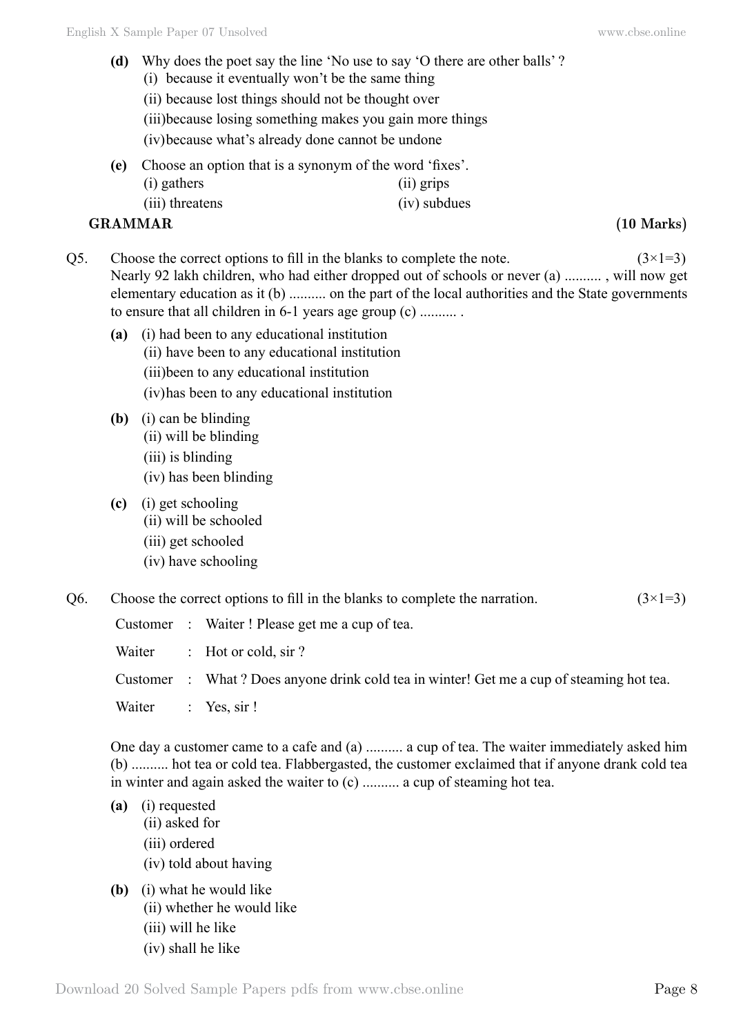**(d)** Why does the poet say the line 'No use to say 'O there are other balls' ?

(i) because it eventually won't be the same thing

(ii) because lost things should not be thought over

(iii) because losing something makes you gain more things

(iv) because what's already done cannot be undone

**(e)** Choose an option that is a synonym of the word 'fixes'.

(i) gathers

(ii) grips

(iii) threatens

(iv) subdues

## GRAMMAR (10 Marks)

Q5. Choose the correct options to fill in the blanks to complete the note. (3×1=3)

Nearly 92 lakh children, who had either dropped out of schools or never (a) .......... , will now get elementary education as it (b) .......... on the part of the local authorities and the State governments to ensure that all children in 6-1 years age group (c) .......... .

**(a)** (i) had been to any educational institution

(ii) have been to any educational institution

(iii) been to any educational institution

(iv) has been to any educational institution

**(b)** (i) can be blinding

(ii) will be blinding

(iii) is blinding

(iv) has been blinding

**(c)** (i) get schooling

(ii) will be schooled

(iii) get schooled

(iv) have schooling

Q6. Choose the correct options to fill in the blanks to complete the narration. (3×1=3)

| | | |
|---|---|---|
| Customer | : | Waiter ! Please get me a cup of tea. |
| Waiter | : | Hot or cold, sir ? |
| Customer | : | What ? Does anyone drink cold tea in winter! Get me a cup of steaming hot tea. |
| Waiter | : | Yes, sir ! |

One day a customer came to a cafe and (a) .......... a cup of tea. The waiter immediately asked him (b) .......... hot tea or cold tea. Flabbergasted, the customer exclaimed that if anyone drank cold tea in winter and again asked the waiter to (c) .......... a cup of steaming hot tea.

**(a)** (i) requested

(ii) asked for

(iii) ordered

(iv) told about having

**(b)** (i) what he would like

(ii) whether he would like

(iii) will he like

(iv) shall he like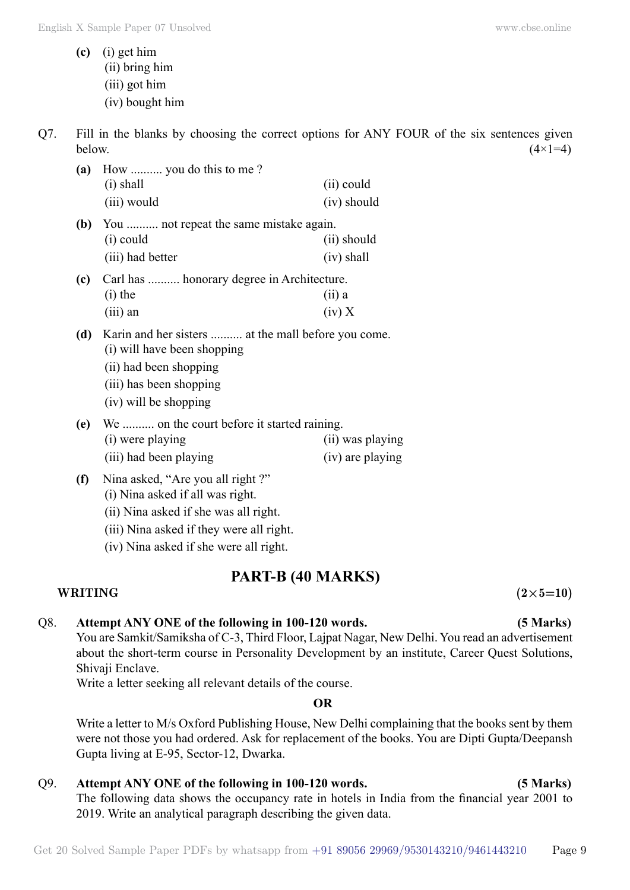**(c)** (i) get him
(ii) bring him
(iii) got him
(iv) bought him

Q7. Fill in the blanks by choosing the correct options for ANY FOUR of the six sentences given below. (4×1=4)

**(a)** How .......... you do this to me ?
(i) shall (ii) could
(iii) would (iv) should

**(b)** You .......... not repeat the same mistake again.
(i) could (ii) should
(iii) had better (iv) shall

**(c)** Carl has .......... honorary degree in Architecture.
(i) the (ii) a
(iii) an (iv) X

**(d)** Karin and her sisters .......... at the mall before you come.
(i) will have been shopping
(ii) had been shopping
(iii) has been shopping
(iv) will be shopping

**(e)** We .......... on the court before it started raining.
(i) were playing (ii) was playing
(iii) had been playing (iv) are playing

**(f)** Nina asked, "Are you all right ?"
(i) Nina asked if all was right.
(ii) Nina asked if she was all right.
(iii) Nina asked if they were all right.
(iv) Nina asked if she were all right.

## PART-B (40 MARKS)

**WRITING** **(2×5=10)**

Q8. **Attempt ANY ONE of the following in 100-120 words.** **(5 Marks)**
You are Samkit/Samiksha of C-3, Third Floor, Lajpat Nagar, New Delhi. You read an advertisement about the short-term course in Personality Development by an institute, Career Quest Solutions, Shivaji Enclave.
Write a letter seeking all relevant details of the course.

**OR**

Write a letter to M/s Oxford Publishing House, New Delhi complaining that the books sent by them were not those you had ordered. Ask for replacement of the books. You are Dipti Gupta/Deepansh Gupta living at E-95, Sector-12, Dwarka.

Q9. **Attempt ANY ONE of the following in 100-120 words.** **(5 Marks)**
The following data shows the occupancy rate in hotels in India from the financial year 2001 to 2019. Write an analytical paragraph describing the given data.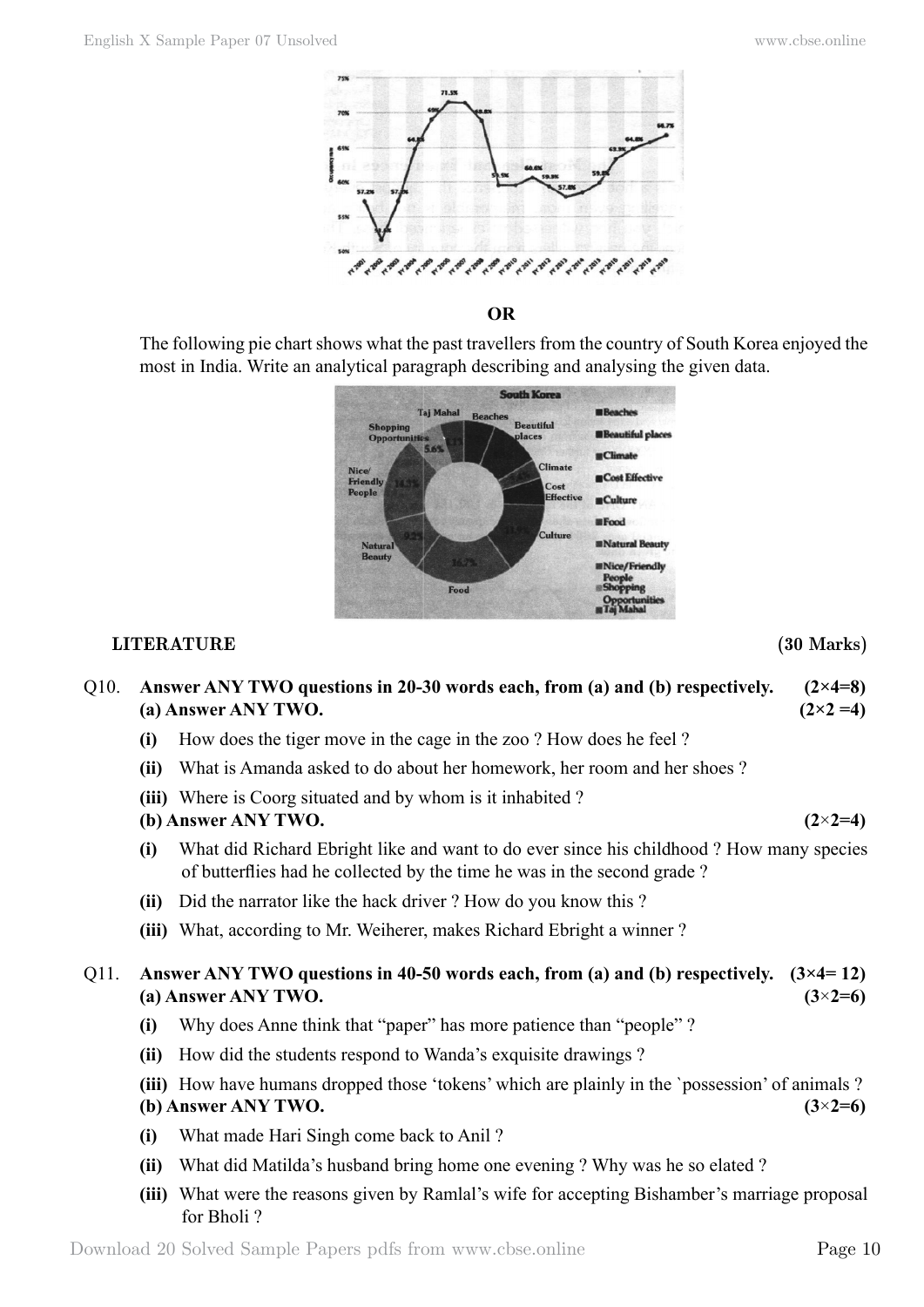**OR**

The following pie chart shows what the past travellers from the country of South Korea enjoyed the most in India. Write an analytical paragraph describing and analysing the given data.

## LITERATURE (30 Marks)

**Q10. Answer ANY TWO questions in 20-30 words each, from (a) and (b) respectively. (2×4=8)**

**(a) Answer ANY TWO. (2×2 =4)**

**(i)** How does the tiger move in the cage in the zoo ? How does he feel ?

**(ii)** What is Amanda asked to do about her homework, her room and her shoes ?

**(iii)** Where is Coorg situated and by whom is it inhabited ?

**(b) Answer ANY TWO. (2×2=4)**

**(i)** What did Richard Ebright like and want to do ever since his childhood ? How many species of butterflies had he collected by the time he was in the second grade ?

**(ii)** Did the narrator like the hack driver ? How do you know this ?

**(iii)** What, according to Mr. Weiherer, makes Richard Ebright a winner ?

**Q11. Answer ANY TWO questions in 40-50 words each, from (a) and (b) respectively. (3×4= 12)**

**(a) Answer ANY TWO. (3×2=6)**

**(i)** Why does Anne think that "paper" has more patience than "people" ?

**(ii)** How did the students respond to Wanda's exquisite drawings ?

**(iii)** How have humans dropped those 'tokens' which are plainly in the `possession' of animals ?

**(b) Answer ANY TWO. (3×2=6)**

**(i)** What made Hari Singh come back to Anil ?

**(ii)** What did Matilda's husband bring home one evening ? Why was he so elated ?

**(iii)** What were the reasons given by Ramlal's wife for accepting Bishamber's marriage proposal for Bholi ?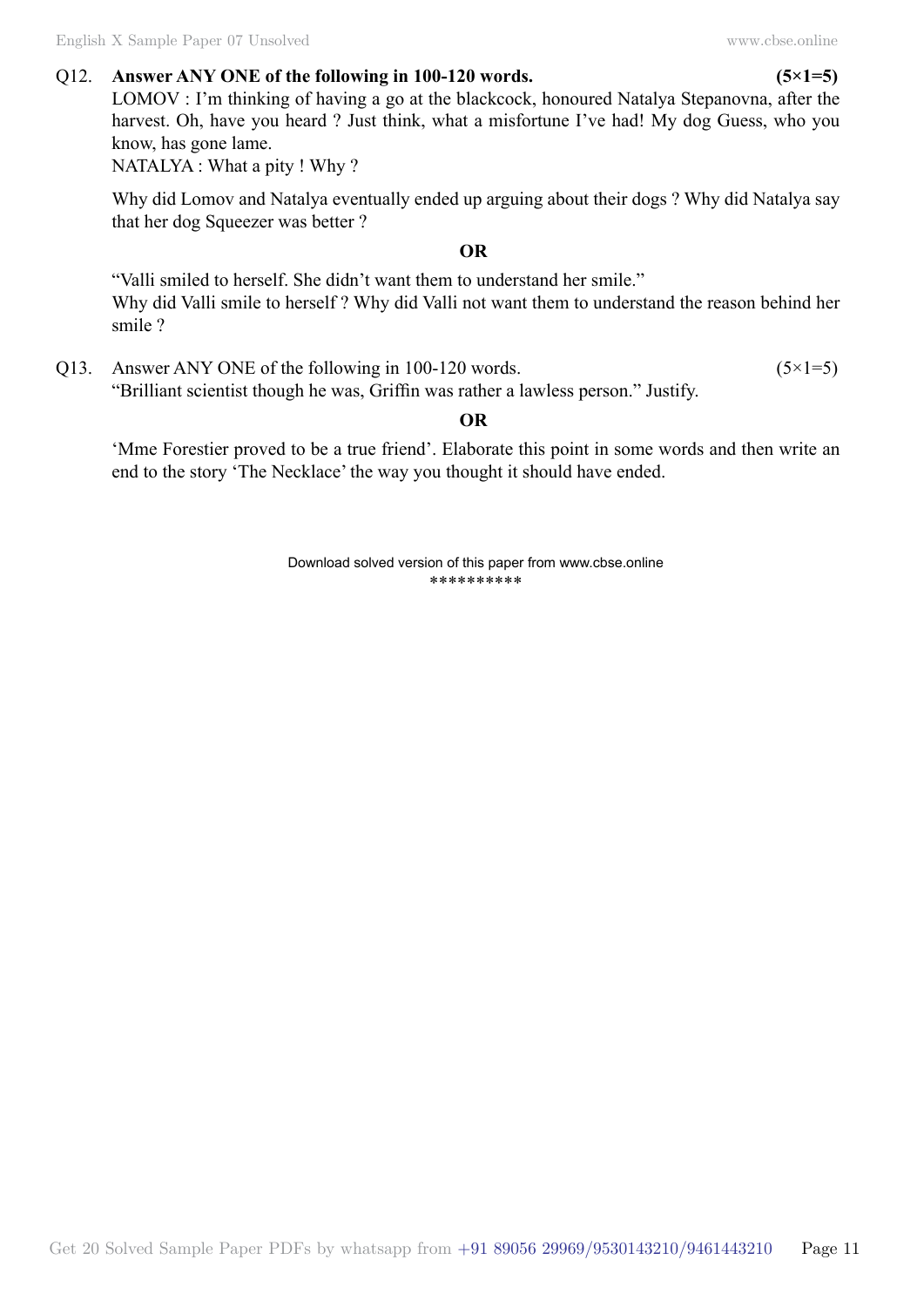Q12. **Answer ANY ONE of the following in 100-120 words.** **(5×1=5)**

LOMOV : I'm thinking of having a go at the blackcock, honoured Natalya Stepanovna, after the harvest. Oh, have you heard ? Just think, what a misfortune I've had! My dog Guess, who you know, has gone lame.

NATALYA : What a pity ! Why ?

Why did Lomov and Natalya eventually ended up arguing about their dogs ? Why did Natalya say that her dog Squeezer was better ?

**OR**

"Valli smiled to herself. She didn't want them to understand her smile."

Why did Valli smile to herself ? Why did Valli not want them to understand the reason behind her smile ?

Q13. Answer ANY ONE of the following in 100-120 words. (5×1=5)

"Brilliant scientist though he was, Griffin was rather a lawless person." Justify.

**OR**

'Mme Forestier proved to be a true friend'. Elaborate this point in some words and then write an end to the story 'The Necklace' the way you thought it should have ended.

Download solved version of this paper from www.cbse.online

**********